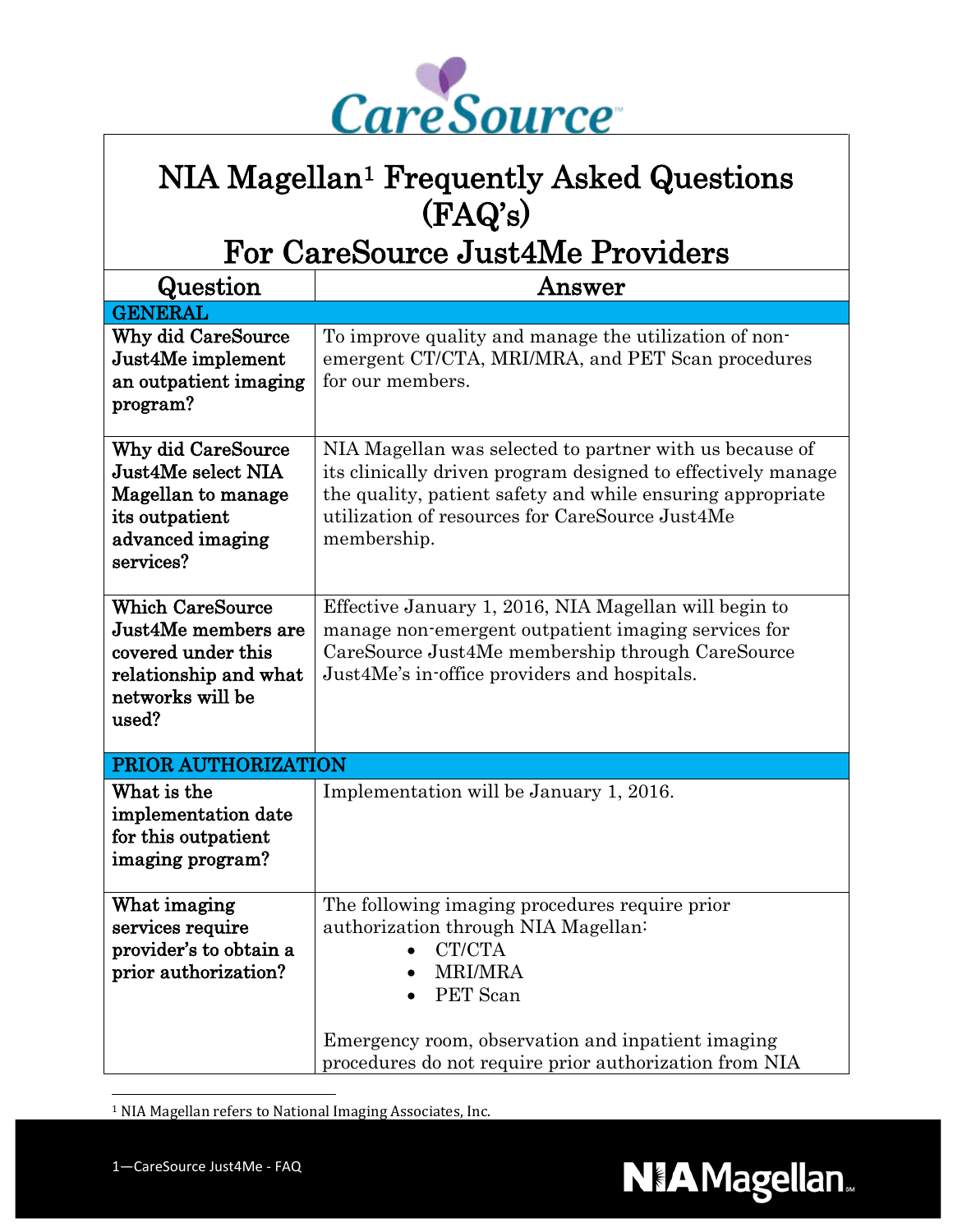CareSource

# NIA Magellan[1] Frequently Asked Questions (FAQ's)

## For CareSource Just4Me Providers

| Question | Answer |
| --- | --- |
| **GENERAL** | |
| **Why did CareSource Just4Me implement an outpatient imaging program?** | To improve quality and manage the utilization of non-emergent CT/CTA, MRI/MRA, and PET Scan procedures for our members. |
| **Why did CareSource Just4Me select NIA Magellan to manage its outpatient advanced imaging services?** | NIA Magellan was selected to partner with us because of its clinically driven program designed to effectively manage the quality, patient safety and while ensuring appropriate utilization of resources for CareSource Just4Me membership. |
| **Which CareSource Just4Me members are covered under this relationship and what networks will be used?** | Effective January 1, 2016, NIA Magellan will begin to manage non-emergent outpatient imaging services for CareSource Just4Me membership through CareSource Just4Me's in-office providers and hospitals. |
| **PRIOR AUTHORIZATION** | |
| **What is the implementation date for this outpatient imaging program?** | Implementation will be January 1, 2016. |
| **What imaging services require provider's to obtain a prior authorization?** | The following imaging procedures require prior authorization through NIA Magellan:<br>• CT/CTA<br>• MRI/MRA<br>• PET Scan<br><br>Emergency room, observation and inpatient imaging procedures do not require prior authorization from NIA |

[1] NIA Magellan refers to National Imaging Associates, Inc.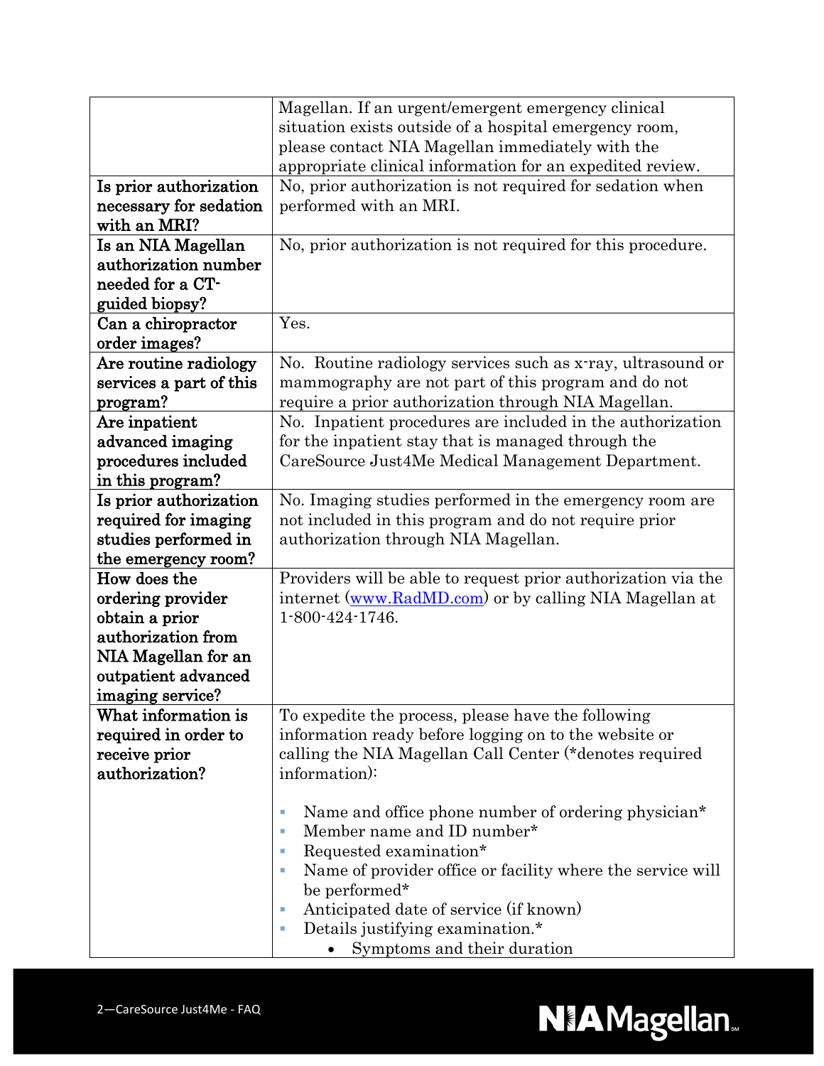| | |
|---|---|
| | Magellan. If an urgent/emergent emergency clinical situation exists outside of a hospital emergency room, please contact NIA Magellan immediately with the appropriate clinical information for an expedited review. |
| **Is prior authorization necessary for sedation with an MRI?** | No, prior authorization is not required for sedation when performed with an MRI. |
| **Is an NIA Magellan authorization number needed for a CT-guided biopsy?** | No, prior authorization is not required for this procedure. |
| **Can a chiropractor order images?** | Yes. |
| **Are routine radiology services a part of this program?** | No. Routine radiology services such as x-ray, ultrasound or mammography are not part of this program and do not require a prior authorization through NIA Magellan. |
| **Are inpatient advanced imaging procedures included in this program?** | No. Inpatient procedures are included in the authorization for the inpatient stay that is managed through the CareSource Just4Me Medical Management Department. |
| **Is prior authorization required for imaging studies performed in the emergency room?** | No. Imaging studies performed in the emergency room are not included in this program and do not require prior authorization through NIA Magellan. |
| **How does the ordering provider obtain a prior authorization from NIA Magellan for an outpatient advanced imaging service?** | Providers will be able to request prior authorization via the internet ([www.RadMD.com](www.RadMD.com)) or by calling NIA Magellan at 1-800-424-1746. |
| **What information is required in order to receive prior authorization?** | To expedite the process, please have the following information ready before logging on to the website or calling the NIA Magellan Call Center (*denotes required information):<br><br>- Name and office phone number of ordering physician*<br>- Member name and ID number*<br>- Requested examination*<br>- Name of provider office or facility where the service will be performed*<br>- Anticipated date of service (if known)<br>- Details justifying examination.*<br>&nbsp;&nbsp;&nbsp;&nbsp;• Symptoms and their duration |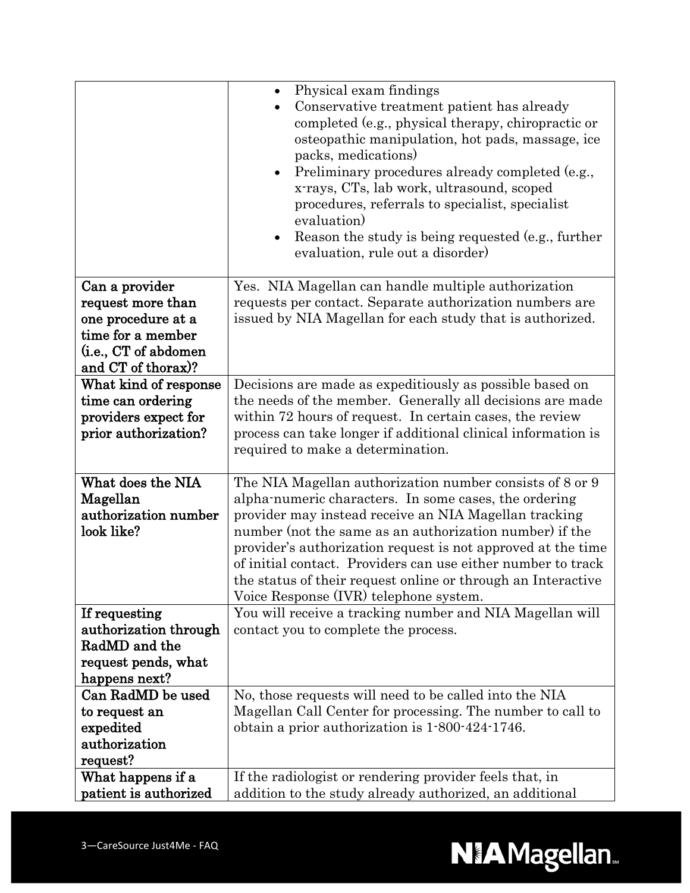| | |
|---|---|
| | • Physical exam findings<br>• Conservative treatment patient has already completed (e.g., physical therapy, chiropractic or osteopathic manipulation, hot pads, massage, ice packs, medications)<br>• Preliminary procedures already completed (e.g., x-rays, CTs, lab work, ultrasound, scoped procedures, referrals to specialist, specialist evaluation)<br>• Reason the study is being requested (e.g., further evaluation, rule out a disorder) |
| **Can a provider request more than one procedure at a time for a member (i.e., CT of abdomen and CT of thorax)?** | Yes. NIA Magellan can handle multiple authorization requests per contact. Separate authorization numbers are issued by NIA Magellan for each study that is authorized. |
| **What kind of response time can ordering providers expect for prior authorization?** | Decisions are made as expeditiously as possible based on the needs of the member. Generally all decisions are made within 72 hours of request. In certain cases, the review process can take longer if additional clinical information is required to make a determination. |
| **What does the NIA Magellan authorization number look like?** | The NIA Magellan authorization number consists of 8 or 9 alpha-numeric characters. In some cases, the ordering provider may instead receive an NIA Magellan tracking number (not the same as an authorization number) if the provider's authorization request is not approved at the time of initial contact. Providers can use either number to track the status of their request online or through an Interactive Voice Response (IVR) telephone system. |
| **If requesting authorization through RadMD and the request pends, what happens next?** | You will receive a tracking number and NIA Magellan will contact you to complete the process. |
| **Can RadMD be used to request an expedited authorization request?** | No, those requests will need to be called into the NIA Magellan Call Center for processing. The number to call to obtain a prior authorization is 1-800-424-1746. |
| **What happens if a patient is authorized** | If the radiologist or rendering provider feels that, in addition to the study already authorized, an additional |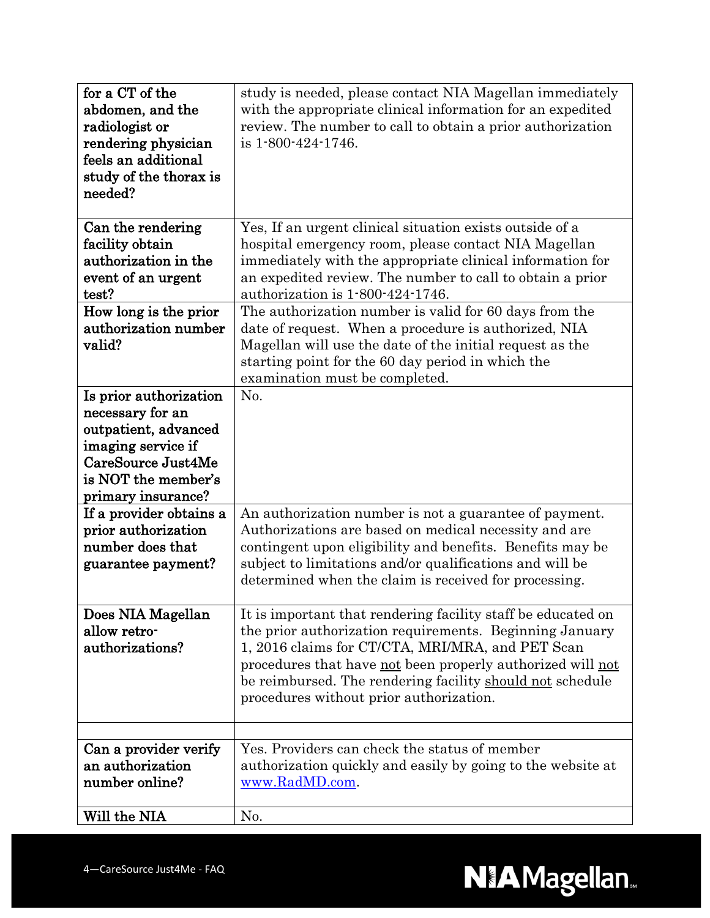| | |
|---|---|
| for a CT of the abdomen, and the radiologist or rendering physician feels an additional study of the thorax is needed? | study is needed, please contact NIA Magellan immediately with the appropriate clinical information for an expedited review. The number to call to obtain a prior authorization is 1-800-424-1746. |
| Can the rendering facility obtain authorization in the event of an urgent test? | Yes, If an urgent clinical situation exists outside of a hospital emergency room, please contact NIA Magellan immediately with the appropriate clinical information for an expedited review. The number to call to obtain a prior authorization is 1-800-424-1746. |
| How long is the prior authorization number valid? | The authorization number is valid for 60 days from the date of request. When a procedure is authorized, NIA Magellan will use the date of the initial request as the starting point for the 60 day period in which the examination must be completed. |
| Is prior authorization necessary for an outpatient, advanced imaging service if CareSource Just4Me is NOT the member's primary insurance? | No. |
| If a provider obtains a prior authorization number does that guarantee payment? | An authorization number is not a guarantee of payment. Authorizations are based on medical necessity and are contingent upon eligibility and benefits. Benefits may be subject to limitations and/or qualifications and will be determined when the claim is received for processing. |
| Does NIA Magellan allow retro-authorizations? | It is important that rendering facility staff be educated on the prior authorization requirements. Beginning January 1, 2016 claims for CT/CTA, MRI/MRA, and PET Scan procedures that have <u>not</u> been properly authorized will <u>not</u> be reimbursed. The rendering facility <u>should not</u> schedule procedures without prior authorization. |
| | |
| Can a provider verify an authorization number online? | Yes. Providers can check the status of member authorization quickly and easily by going to the website at [www.RadMD.com](http://www.RadMD.com). |
| Will the NIA | No. |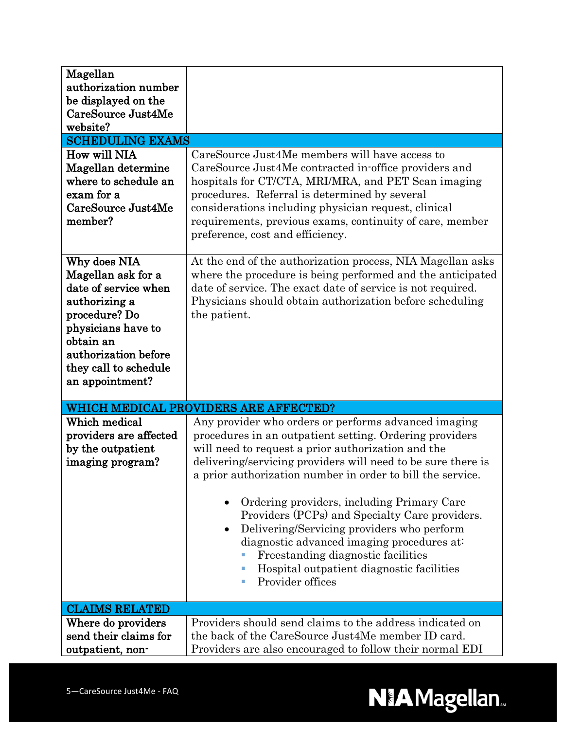| | |
|---|---|
| Magellan authorization number be displayed on the CareSource Just4Me website? | |
| **SCHEDULING EXAMS** | |
| **How will NIA Magellan determine where to schedule an exam for a CareSource Just4Me member?** | CareSource Just4Me members will have access to CareSource Just4Me contracted in-office providers and hospitals for CT/CTA, MRI/MRA, and PET Scan imaging procedures. Referral is determined by several considerations including physician request, clinical requirements, previous exams, continuity of care, member preference, cost and efficiency. |
| **Why does NIA Magellan ask for a date of service when authorizing a procedure? Do physicians have to obtain an authorization before they call to schedule an appointment?** | At the end of the authorization process, NIA Magellan asks where the procedure is being performed and the anticipated date of service. The exact date of service is not required. Physicians should obtain authorization before scheduling the patient. |
| **WHICH MEDICAL PROVIDERS ARE AFFECTED?** | |
| **Which medical providers are affected by the outpatient imaging program?** | Any provider who orders or performs advanced imaging procedures in an outpatient setting. Ordering providers will need to request a prior authorization and the delivering/servicing providers will need to be sure there is a prior authorization number in order to bill the service.<br><br>• Ordering providers, including Primary Care Providers (PCPs) and Specialty Care providers.<br>• Delivering/Servicing providers who perform diagnostic advanced imaging procedures at:<br>&nbsp;&nbsp;▪ Freestanding diagnostic facilities<br>&nbsp;&nbsp;▪ Hospital outpatient diagnostic facilities<br>&nbsp;&nbsp;▪ Provider offices |
| **CLAIMS RELATED** | |
| **Where do providers send their claims for outpatient, non-** | Providers should send claims to the address indicated on the back of the CareSource Just4Me member ID card. Providers are also encouraged to follow their normal EDI |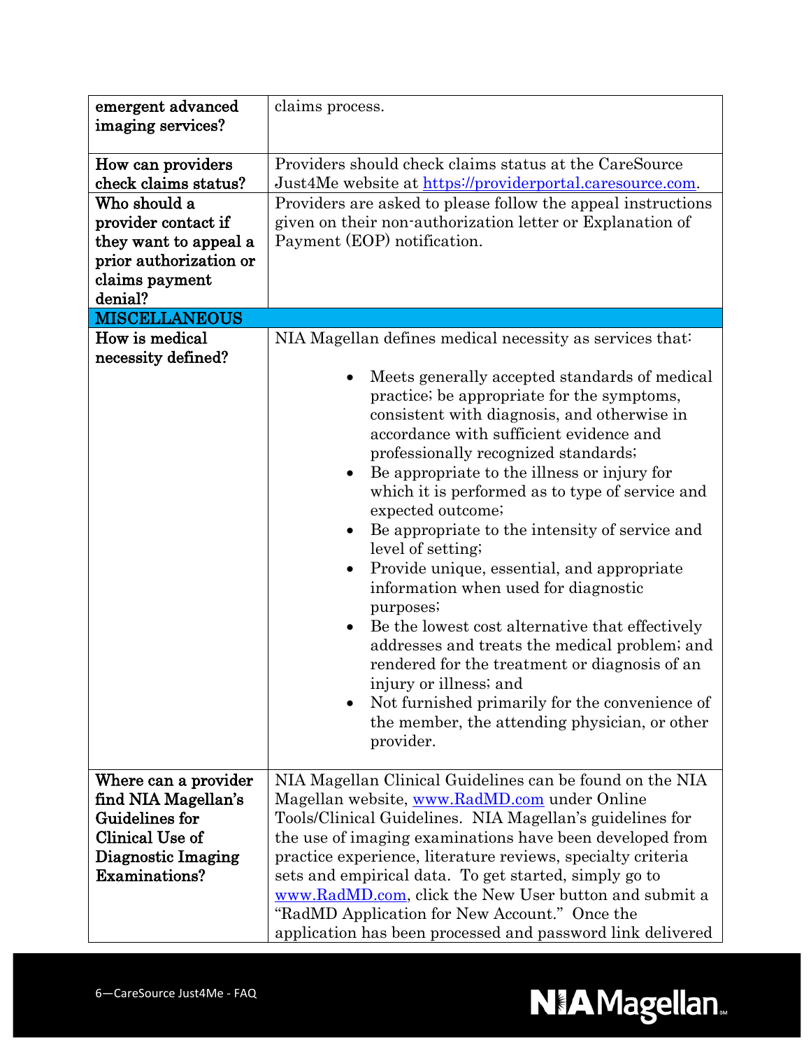| | |
|---|---|
| emergent advanced imaging services? | claims process. |
| **How can providers check claims status?** | Providers should check claims status at the CareSource Just4Me website at [https://providerportal.caresource.com](https://providerportal.caresource.com). |
| **Who should a provider contact if they want to appeal a prior authorization or claims payment denial?** | Providers are asked to please follow the appeal instructions given on their non-authorization letter or Explanation of Payment (EOP) notification. |
| **MISCELLANEOUS** | |
| **How is medical necessity defined?** | NIA Magellan defines medical necessity as services that:<br><br>• Meets generally accepted standards of medical practice; be appropriate for the symptoms, consistent with diagnosis, and otherwise in accordance with sufficient evidence and professionally recognized standards;<br>• Be appropriate to the illness or injury for which it is performed as to type of service and expected outcome;<br>• Be appropriate to the intensity of service and level of setting;<br>• Provide unique, essential, and appropriate information when used for diagnostic purposes;<br>• Be the lowest cost alternative that effectively addresses and treats the medical problem; and rendered for the treatment or diagnosis of an injury or illness; and<br>• Not furnished primarily for the convenience of the member, the attending physician, or other provider. |
| **Where can a provider find NIA Magellan's Guidelines for Clinical Use of Diagnostic Imaging Examinations?** | NIA Magellan Clinical Guidelines can be found on the NIA Magellan website, [www.RadMD.com](www.RadMD.com) under Online Tools/Clinical Guidelines. NIA Magellan's guidelines for the use of imaging examinations have been developed from practice experience, literature reviews, specialty criteria sets and empirical data. To get started, simply go to [www.RadMD.com](www.RadMD.com), click the New User button and submit a "RadMD Application for New Account." Once the application has been processed and password link delivered |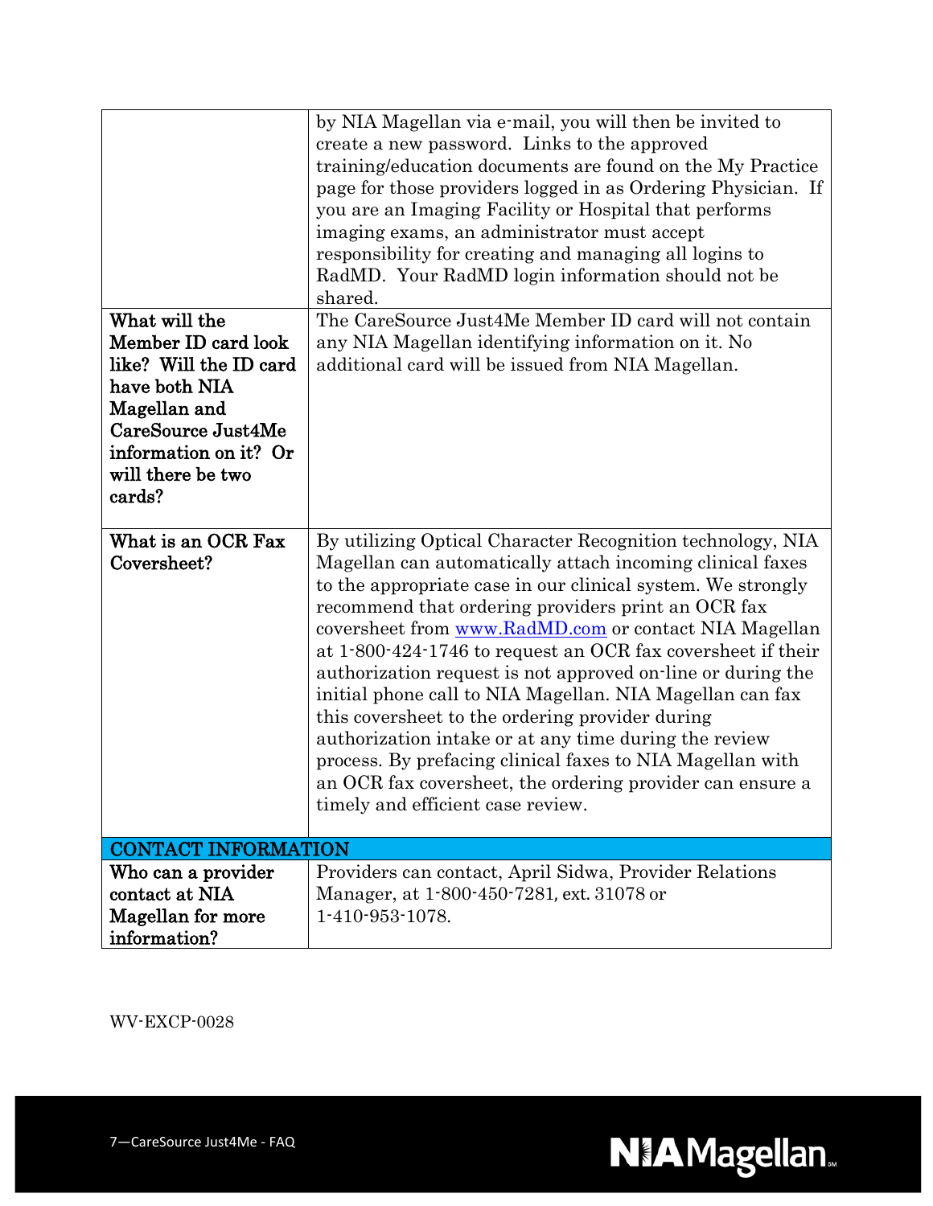| | |
|---|---|
| | by NIA Magellan via e-mail, you will then be invited to create a new password. Links to the approved training/education documents are found on the My Practice page for those providers logged in as Ordering Physician. If you are an Imaging Facility or Hospital that performs imaging exams, an administrator must accept responsibility for creating and managing all logins to RadMD. Your RadMD login information should not be shared. |
| **What will the Member ID card look like? Will the ID card have both NIA Magellan and CareSource Just4Me information on it? Or will there be two cards?** | The CareSource Just4Me Member ID card will not contain any NIA Magellan identifying information on it. No additional card will be issued from NIA Magellan. |
| **What is an OCR Fax Coversheet?** | By utilizing Optical Character Recognition technology, NIA Magellan can automatically attach incoming clinical faxes to the appropriate case in our clinical system. We strongly recommend that ordering providers print an OCR fax coversheet from www.RadMD.com or contact NIA Magellan at 1-800-424-1746 to request an OCR fax coversheet if their authorization request is not approved on-line or during the initial phone call to NIA Magellan. NIA Magellan can fax this coversheet to the ordering provider during authorization intake or at any time during the review process. By prefacing clinical faxes to NIA Magellan with an OCR fax coversheet, the ordering provider can ensure a timely and efficient case review. |
| **CONTACT INFORMATION** | |
| **Who can a provider contact at NIA Magellan for more information?** | Providers can contact, April Sidwa, Provider Relations Manager, at 1-800-450-7281, ext. 31078 or 1-410-953-1078. |

WV-EXCP-0028